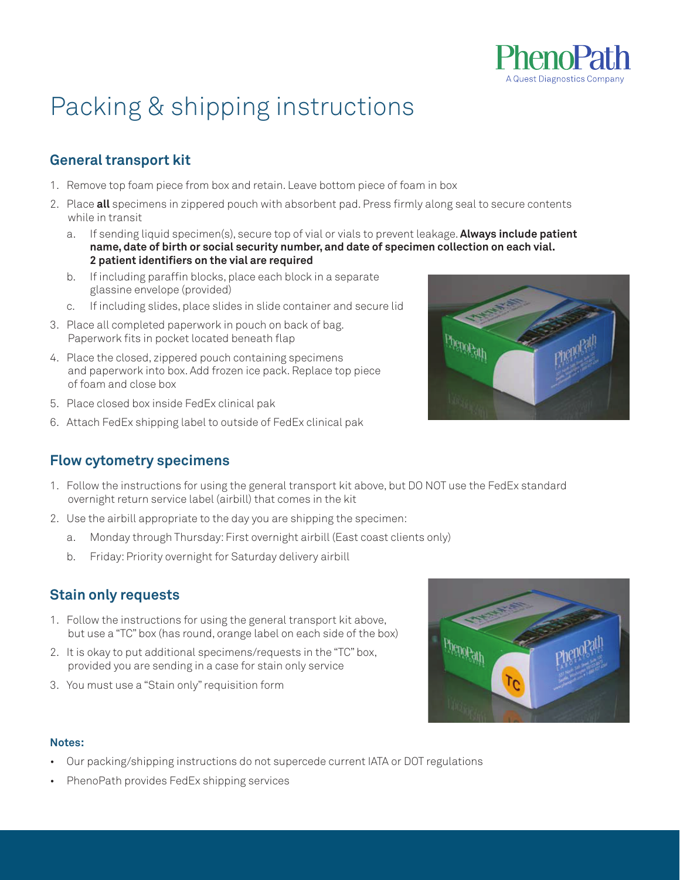PhenoPath
A Quest Diagnostics Company

# Packing & shipping instructions

## General transport kit

1. Remove top foam piece from box and retain. Leave bottom piece of foam in box
2. Place **all** specimens in zippered pouch with absorbent pad. Press firmly along seal to secure contents while in transit
   a. If sending liquid specimen(s), secure top of vial or vials to prevent leakage. **Always include patient name, date of birth or social security number, and date of specimen collection on each vial. 2 patient identifiers on the vial are required**
   b. If including paraffin blocks, place each block in a separate glassine envelope (provided)
   c. If including slides, place slides in slide container and secure lid
3. Place all completed paperwork in pouch on back of bag. Paperwork fits in pocket located beneath flap
4. Place the closed, zippered pouch containing specimens and paperwork into box. Add frozen ice pack. Replace top piece of foam and close box
5. Place closed box inside FedEx clinical pak
6. Attach FedEx shipping label to outside of FedEx clinical pak

## Flow cytometry specimens

1. Follow the instructions for using the general transport kit above, but DO NOT use the FedEx standard overnight return service label (airbill) that comes in the kit
2. Use the airbill appropriate to the day you are shipping the specimen:
   a. Monday through Thursday: First overnight airbill (East coast clients only)
   b. Friday: Priority overnight for Saturday delivery airbill

## Stain only requests

1. Follow the instructions for using the general transport kit above, but use a "TC" box (has round, orange label on each side of the box)
2. It is okay to put additional specimens/requests in the "TC" box, provided you are sending in a case for stain only service
3. You must use a "Stain only" requisition form

**Notes:**

- Our packing/shipping instructions do not supercede current IATA or DOT regulations
- PhenoPath provides FedEx shipping services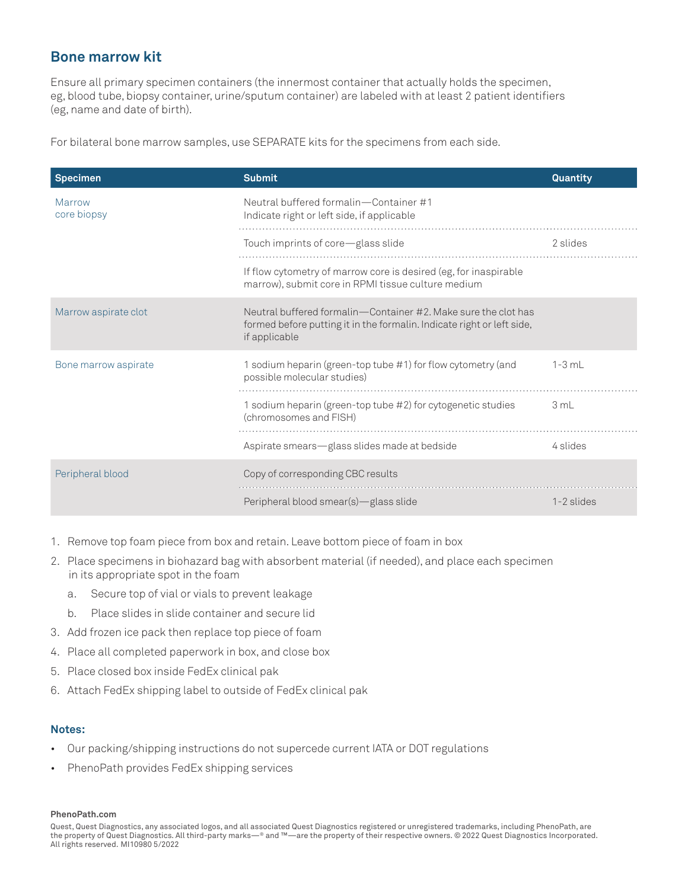## Bone marrow kit

Ensure all primary specimen containers (the innermost container that actually holds the specimen, eg, blood tube, biopsy container, urine/sputum container) are labeled with at least 2 patient identifiers (eg, name and date of birth).

For bilateral bone marrow samples, use SEPARATE kits for the specimens from each side.

| Specimen | Submit | Quantity |
|---|---|---|
| Marrow core biopsy | Neutral buffered formalin—Container #1<br>Indicate right or left side, if applicable | |
| | Touch imprints of core—glass slide | 2 slides |
| | If flow cytometry of marrow core is desired (eg, for inaspirable marrow), submit core in RPMI tissue culture medium | |
| Marrow aspirate clot | Neutral buffered formalin—Container #2. Make sure the clot has formed before putting it in the formalin. Indicate right or left side, if applicable | |
| Bone marrow aspirate | 1 sodium heparin (green-top tube #1) for flow cytometry (and possible molecular studies) | 1-3 mL |
| | 1 sodium heparin (green-top tube #2) for cytogenetic studies (chromosomes and FISH) | 3 mL |
| | Aspirate smears—glass slides made at bedside | 4 slides |
| Peripheral blood | Copy of corresponding CBC results | |
| | Peripheral blood smear(s)—glass slide | 1-2 slides |

1. Remove top foam piece from box and retain. Leave bottom piece of foam in box
2. Place specimens in biohazard bag with absorbent material (if needed), and place each specimen in its appropriate spot in the foam
   a. Secure top of vial or vials to prevent leakage
   b. Place slides in slide container and secure lid
3. Add frozen ice pack then replace top piece of foam
4. Place all completed paperwork in box, and close box
5. Place closed box inside FedEx clinical pak
6. Attach FedEx shipping label to outside of FedEx clinical pak

**Notes:**

- Our packing/shipping instructions do not supercede current IATA or DOT regulations
- PhenoPath provides FedEx shipping services

**PhenoPath.com**

Quest, Quest Diagnostics, any associated logos, and all associated Quest Diagnostics registered or unregistered trademarks, including PhenoPath, are the property of Quest Diagnostics. All third-party marks—® and ™—are the property of their respective owners. © 2022 Quest Diagnostics Incorporated. All rights reserved. MI10980 5/2022